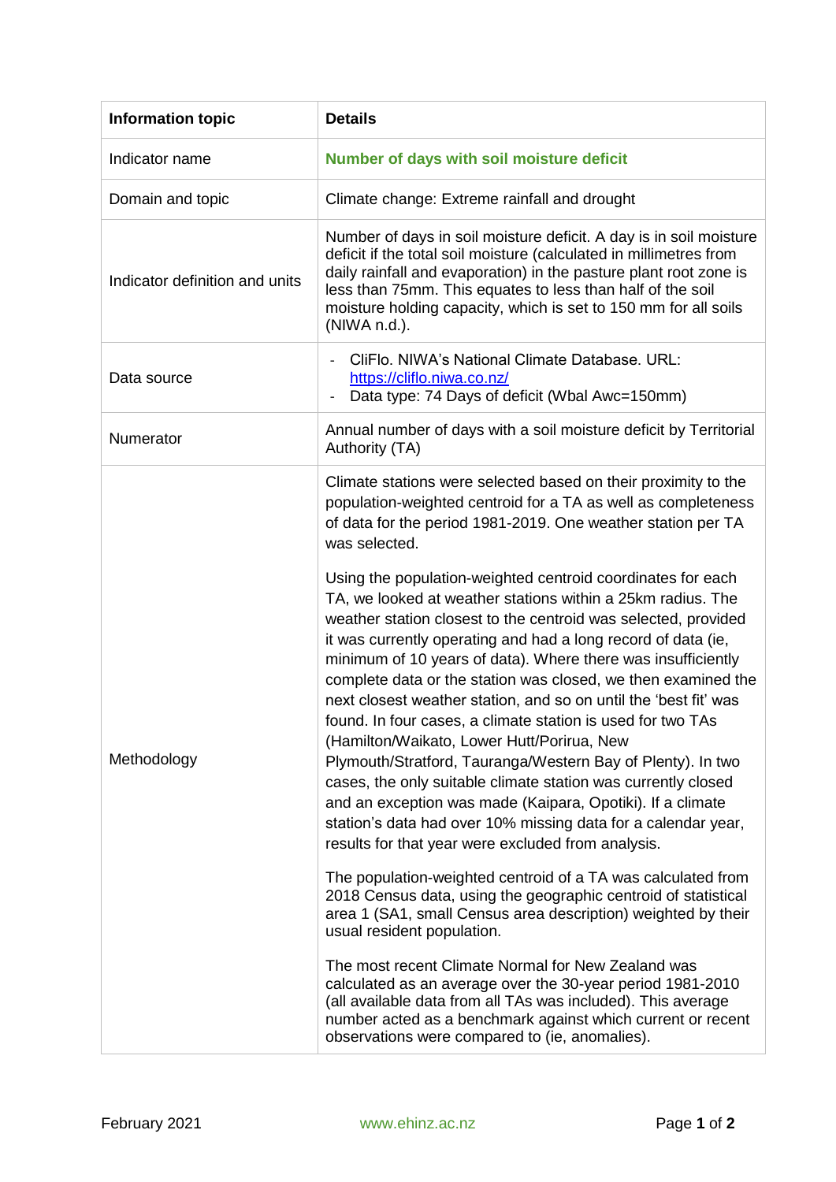| Information topic | Details |
| --- | --- |
| Indicator name | **Number of days with soil moisture deficit** |
| Domain and topic | Climate change: Extreme rainfall and drought |
| Indicator definition and units | Number of days in soil moisture deficit. A day is in soil moisture deficit if the total soil moisture (calculated in millimetres from daily rainfall and evaporation) in the pasture plant root zone is less than 75mm. This equates to less than half of the soil moisture holding capacity, which is set to 150 mm for all soils (NIWA n.d.). |
| Data source | - CliFlo. NIWA's National Climate Database. URL: [https://cliflo.niwa.co.nz/](https://cliflo.niwa.co.nz/) <br> - Data type: 74 Days of deficit (Wbal Awc=150mm) |
| Numerator | Annual number of days with a soil moisture deficit by Territorial Authority (TA) |
| Methodology | Climate stations were selected based on their proximity to the population-weighted centroid for a TA as well as completeness of data for the period 1981-2019. One weather station per TA was selected. <br><br> Using the population-weighted centroid coordinates for each TA, we looked at weather stations within a 25km radius. The weather station closest to the centroid was selected, provided it was currently operating and had a long record of data (ie, minimum of 10 years of data). Where there was insufficiently complete data or the station was closed, we then examined the next closest weather station, and so on until the 'best fit' was found. In four cases, a climate station is used for two TAs (Hamilton/Waikato, Lower Hutt/Porirua, New Plymouth/Stratford, Tauranga/Western Bay of Plenty). In two cases, the only suitable climate station was currently closed and an exception was made (Kaipara, Opotiki). If a climate station's data had over 10% missing data for a calendar year, results for that year were excluded from analysis. <br><br> The population-weighted centroid of a TA was calculated from 2018 Census data, using the geographic centroid of statistical area 1 (SA1, small Census area description) weighted by their usual resident population. <br><br> The most recent Climate Normal for New Zealand was calculated as an average over the 30-year period 1981-2010 (all available data from all TAs was included). This average number acted as a benchmark against which current or recent observations were compared to (ie, anomalies). |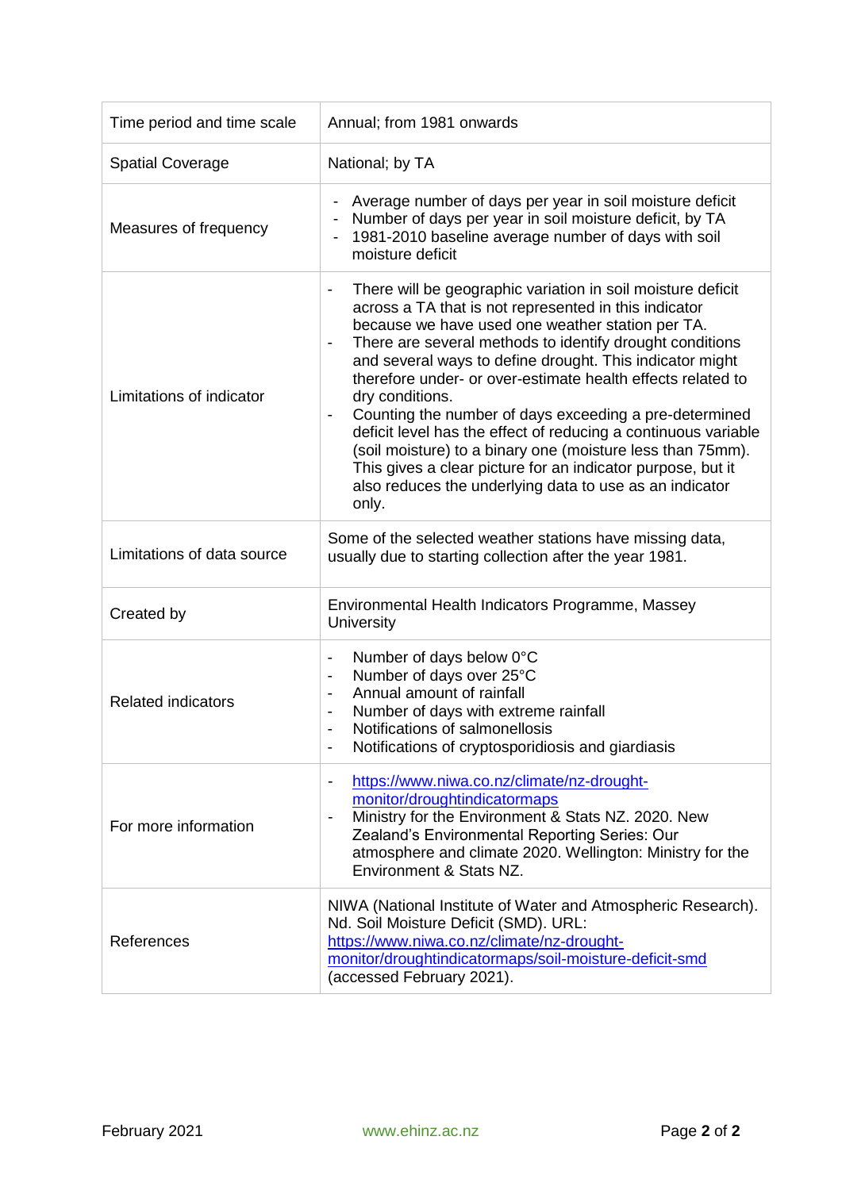| | |
|---|---|
| Time period and time scale | Annual; from 1981 onwards |
| Spatial Coverage | National; by TA |
| Measures of frequency | - Average number of days per year in soil moisture deficit<br>- Number of days per year in soil moisture deficit, by TA<br>- 1981-2010 baseline average number of days with soil moisture deficit |
| Limitations of indicator | - There will be geographic variation in soil moisture deficit across a TA that is not represented in this indicator because we have used one weather station per TA.<br>- There are several methods to identify drought conditions and several ways to define drought. This indicator might therefore under- or over-estimate health effects related to dry conditions.<br>- Counting the number of days exceeding a pre-determined deficit level has the effect of reducing a continuous variable (soil moisture) to a binary one (moisture less than 75mm). This gives a clear picture for an indicator purpose, but it also reduces the underlying data to use as an indicator only. |
| Limitations of data source | Some of the selected weather stations have missing data, usually due to starting collection after the year 1981. |
| Created by | Environmental Health Indicators Programme, Massey University |
| Related indicators | - Number of days below 0°C<br>- Number of days over 25°C<br>- Annual amount of rainfall<br>- Number of days with extreme rainfall<br>- Notifications of salmonellosis<br>- Notifications of cryptosporidiosis and giardiasis |
| For more information | - https://www.niwa.co.nz/climate/nz-drought-monitor/droughtindicatormaps<br>- Ministry for the Environment & Stats NZ. 2020. New Zealand's Environmental Reporting Series: Our atmosphere and climate 2020. Wellington: Ministry for the Environment & Stats NZ. |
| References | NIWA (National Institute of Water and Atmospheric Research). Nd. Soil Moisture Deficit (SMD). URL: https://www.niwa.co.nz/climate/nz-drought-monitor/droughtindicatormaps/soil-moisture-deficit-smd (accessed February 2021). |